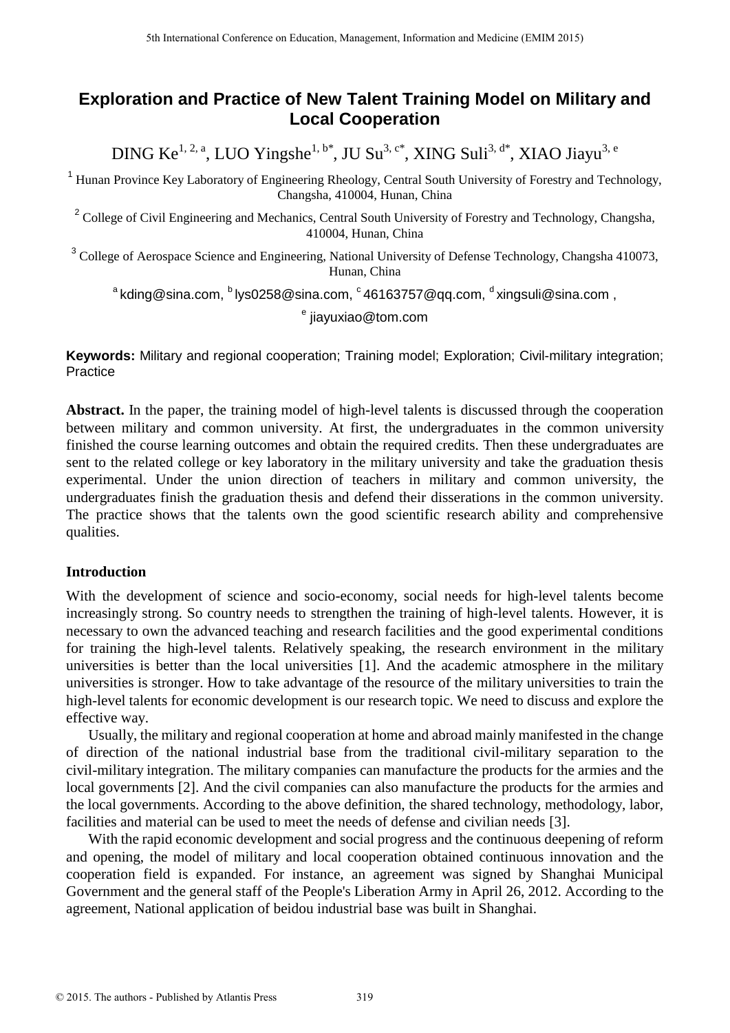# Exploration and Practice of New Talent Training Model on Military and Local Cooperation

DING Ke[1, 2, a], LUO Yingshe[1, b*], JU Su[3, c*], XING Suli[3, d*], XIAO Jiayu[3, e]

[1] Hunan Province Key Laboratory of Engineering Rheology, Central South University of Forestry and Technology, Changsha, 410004, Hunan, China

[2] College of Civil Engineering and Mechanics, Central South University of Forestry and Technology, Changsha, 410004, Hunan, China

[3] College of Aerospace Science and Engineering, National University of Defense Technology, Changsha 410073, Hunan, China

[a] kding@sina.com, [b] lys0258@sina.com, [c] 46163757@qq.com, [d] xingsuli@sina.com , [e] jiayuxiao@tom.com

**Keywords:** Military and regional cooperation; Training model; Exploration; Civil-military integration; Practice

**Abstract.** In the paper, the training model of high-level talents is discussed through the cooperation between military and common university. At first, the undergraduates in the common university finished the course learning outcomes and obtain the required credits. Then these undergraduates are sent to the related college or key laboratory in the military university and take the graduation thesis experimental. Under the union direction of teachers in military and common university, the undergraduates finish the graduation thesis and defend their disserations in the common university. The practice shows that the talents own the good scientific research ability and comprehensive qualities.

## Introduction

With the development of science and socio-economy, social needs for high-level talents become increasingly strong. So country needs to strengthen the training of high-level talents. However, it is necessary to own the advanced teaching and research facilities and the good experimental conditions for training the high-level talents. Relatively speaking, the research environment in the military universities is better than the local universities [1]. And the academic atmosphere in the military universities is stronger. How to take advantage of the resource of the military universities to train the high-level talents for economic development is our research topic. We need to discuss and explore the effective way.

Usually, the military and regional cooperation at home and abroad mainly manifested in the change of direction of the national industrial base from the traditional civil-military separation to the civil-military integration. The military companies can manufacture the products for the armies and the local governments [2]. And the civil companies can also manufacture the products for the armies and the local governments. According to the above definition, the shared technology, methodology, labor, facilities and material can be used to meet the needs of defense and civilian needs [3].

With the rapid economic development and social progress and the continuous deepening of reform and opening, the model of military and local cooperation obtained continuous innovation and the cooperation field is expanded. For instance, an agreement was signed by Shanghai Municipal Government and the general staff of the People's Liberation Army in April 26, 2012. According to the agreement, National application of beidou industrial base was built in Shanghai.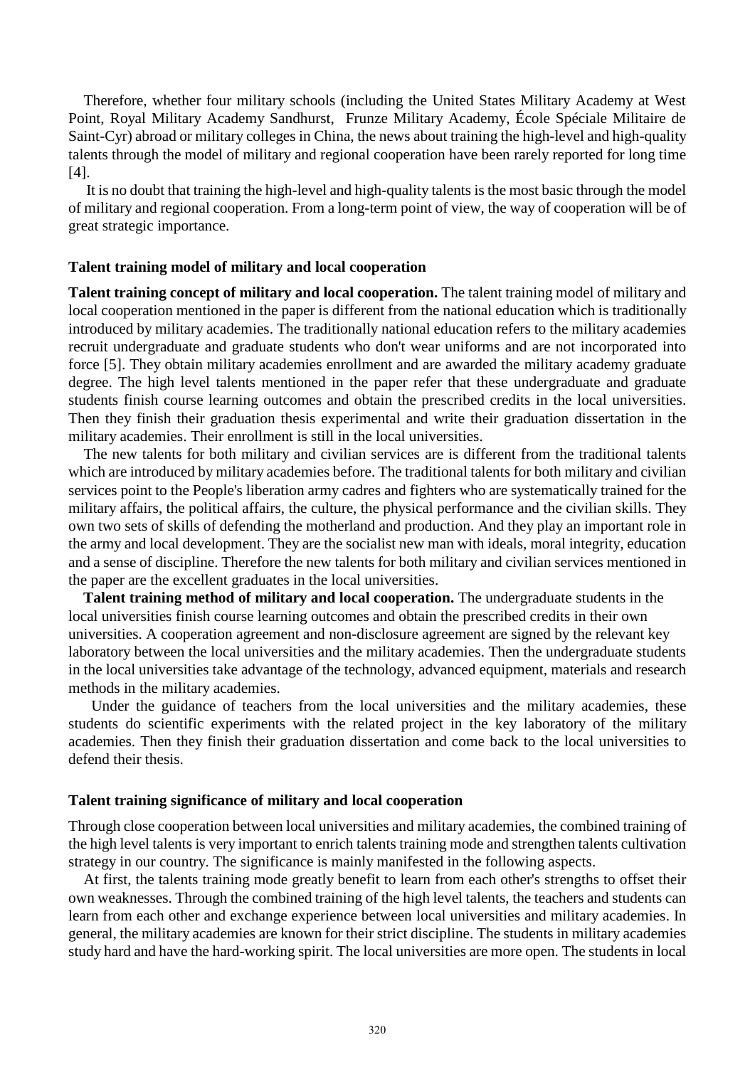Therefore, whether four military schools (including the United States Military Academy at West Point, Royal Military Academy Sandhurst, Frunze Military Academy, École Spéciale Militaire de Saint-Cyr) abroad or military colleges in China, the news about training the high-level and high-quality talents through the model of military and regional cooperation have been rarely reported for long time [4].

It is no doubt that training the high-level and high-quality talents is the most basic through the model of military and regional cooperation. From a long-term point of view, the way of cooperation will be of great strategic importance.

## Talent training model of military and local cooperation

**Talent training concept of military and local cooperation.** The talent training model of military and local cooperation mentioned in the paper is different from the national education which is traditionally introduced by military academies. The traditionally national education refers to the military academies recruit undergraduate and graduate students who don't wear uniforms and are not incorporated into force [5]. They obtain military academies enrollment and are awarded the military academy graduate degree. The high level talents mentioned in the paper refer that these undergraduate and graduate students finish course learning outcomes and obtain the prescribed credits in the local universities. Then they finish their graduation thesis experimental and write their graduation dissertation in the military academies. Their enrollment is still in the local universities.

The new talents for both military and civilian services are is different from the traditional talents which are introduced by military academies before. The traditional talents for both military and civilian services point to the People's liberation army cadres and fighters who are systematically trained for the military affairs, the political affairs, the culture, the physical performance and the civilian skills. They own two sets of skills of defending the motherland and production. And they play an important role in the army and local development. They are the socialist new man with ideals, moral integrity, education and a sense of discipline. Therefore the new talents for both military and civilian services mentioned in the paper are the excellent graduates in the local universities.

**Talent training method of military and local cooperation.** The undergraduate students in the local universities finish course learning outcomes and obtain the prescribed credits in their own universities. A cooperation agreement and non-disclosure agreement are signed by the relevant key laboratory between the local universities and the military academies. Then the undergraduate students in the local universities take advantage of the technology, advanced equipment, materials and research methods in the military academies.

Under the guidance of teachers from the local universities and the military academies, these students do scientific experiments with the related project in the key laboratory of the military academies. Then they finish their graduation dissertation and come back to the local universities to defend their thesis.

## Talent training significance of military and local cooperation

Through close cooperation between local universities and military academies, the combined training of the high level talents is very important to enrich talents training mode and strengthen talents cultivation strategy in our country. The significance is mainly manifested in the following aspects.

At first, the talents training mode greatly benefit to learn from each other's strengths to offset their own weaknesses. Through the combined training of the high level talents, the teachers and students can learn from each other and exchange experience between local universities and military academies. In general, the military academies are known for their strict discipline. The students in military academies study hard and have the hard-working spirit. The local universities are more open. The students in local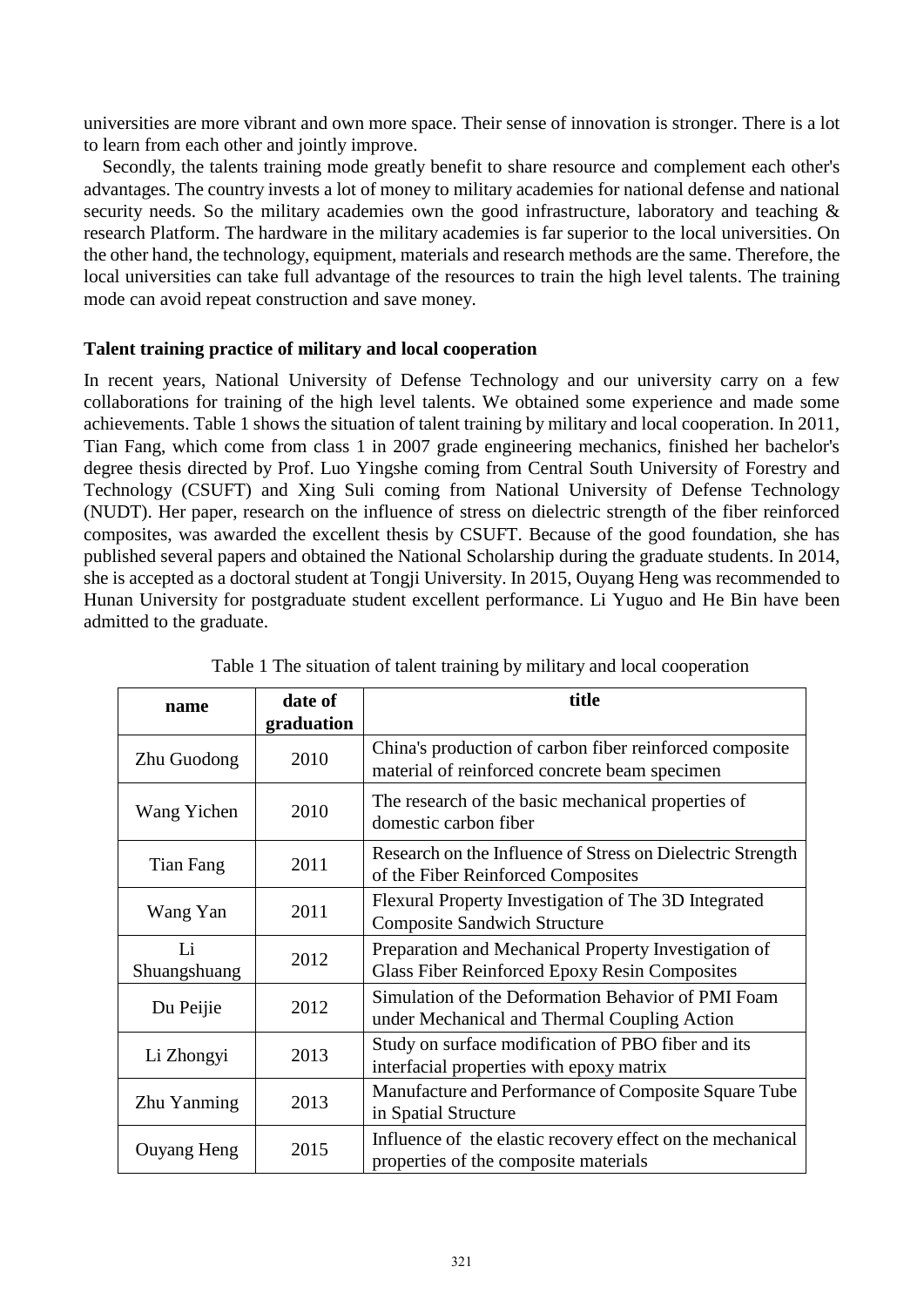universities are more vibrant and own more space. Their sense of innovation is stronger. There is a lot to learn from each other and jointly improve.

Secondly, the talents training mode greatly benefit to share resource and complement each other's advantages. The country invests a lot of money to military academies for national defense and national security needs. So the military academies own the good infrastructure, laboratory and teaching & research Platform. The hardware in the military academies is far superior to the local universities. On the other hand, the technology, equipment, materials and research methods are the same. Therefore, the local universities can take full advantage of the resources to train the high level talents. The training mode can avoid repeat construction and save money.

### Talent training practice of military and local cooperation

In recent years, National University of Defense Technology and our university carry on a few collaborations for training of the high level talents. We obtained some experience and made some achievements. Table 1 shows the situation of talent training by military and local cooperation. In 2011, Tian Fang, which come from class 1 in 2007 grade engineering mechanics, finished her bachelor's degree thesis directed by Prof. Luo Yingshe coming from Central South University of Forestry and Technology (CSUFT) and Xing Suli coming from National University of Defense Technology (NUDT). Her paper, research on the influence of stress on dielectric strength of the fiber reinforced composites, was awarded the excellent thesis by CSUFT. Because of the good foundation, she has published several papers and obtained the National Scholarship during the graduate students. In 2014, she is accepted as a doctoral student at Tongji University. In 2015, Ouyang Heng was recommended to Hunan University for postgraduate student excellent performance. Li Yuguo and He Bin have been admitted to the graduate.

Table 1 The situation of talent training by military and local cooperation

| name | date of graduation | title |
|---|---|---|
| Zhu Guodong | 2010 | China's production of carbon fiber reinforced composite material of reinforced concrete beam specimen |
| Wang Yichen | 2010 | The research of the basic mechanical properties of domestic carbon fiber |
| Tian Fang | 2011 | Research on the Influence of Stress on Dielectric Strength of the Fiber Reinforced Composites |
| Wang Yan | 2011 | Flexural Property Investigation of The 3D Integrated Composite Sandwich Structure |
| Li Shuangshuang | 2012 | Preparation and Mechanical Property Investigation of Glass Fiber Reinforced Epoxy Resin Composites |
| Du Peijie | 2012 | Simulation of the Deformation Behavior of PMI Foam under Mechanical and Thermal Coupling Action |
| Li Zhongyi | 2013 | Study on surface modification of PBO fiber and its interfacial properties with epoxy matrix |
| Zhu Yanming | 2013 | Manufacture and Performance of Composite Square Tube in Spatial Structure |
| Ouyang Heng | 2015 | Influence of the elastic recovery effect on the mechanical properties of the composite materials |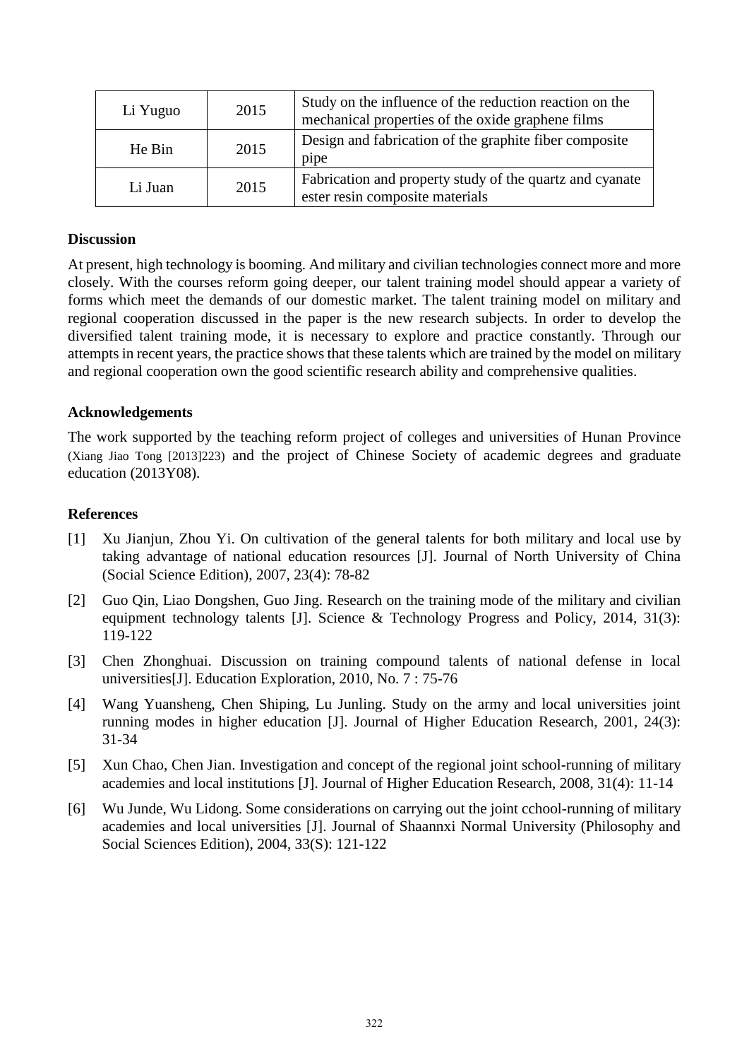| | | |
|---|---|---|
| Li Yuguo | 2015 | Study on the influence of the reduction reaction on the mechanical properties of the oxide graphene films |
| He Bin | 2015 | Design and fabrication of the graphite fiber composite pipe |
| Li Juan | 2015 | Fabrication and property study of the quartz and cyanate ester resin composite materials |

**Discussion**

At present, high technology is booming. And military and civilian technologies connect more and more closely. With the courses reform going deeper, our talent training model should appear a variety of forms which meet the demands of our domestic market. The talent training model on military and regional cooperation discussed in the paper is the new research subjects. In order to develop the diversified talent training mode, it is necessary to explore and practice constantly. Through our attempts in recent years, the practice shows that these talents which are trained by the model on military and regional cooperation own the good scientific research ability and comprehensive qualities.

**Acknowledgements**

The work supported by the teaching reform project of colleges and universities of Hunan Province (Xiang Jiao Tong [2013]223) and the project of Chinese Society of academic degrees and graduate education (2013Y08).

**References**

[1] Xu Jianjun, Zhou Yi. On cultivation of the general talents for both military and local use by taking advantage of national education resources [J]. Journal of North University of China (Social Science Edition), 2007, 23(4): 78-82

[2] Guo Qin, Liao Dongshen, Guo Jing. Research on the training mode of the military and civilian equipment technology talents [J]. Science & Technology Progress and Policy, 2014, 31(3): 119-122

[3] Chen Zhonghuai. Discussion on training compound talents of national defense in local universities[J]. Education Exploration, 2010, No. 7 : 75-76

[4] Wang Yuansheng, Chen Shiping, Lu Junling. Study on the army and local universities joint running modes in higher education [J]. Journal of Higher Education Research, 2001, 24(3): 31-34

[5] Xun Chao, Chen Jian. Investigation and concept of the regional joint school-running of military academies and local institutions [J]. Journal of Higher Education Research, 2008, 31(4): 11-14

[6] Wu Junde, Wu Lidong. Some considerations on carrying out the joint cchool-running of military academies and local universities [J]. Journal of Shaannxi Normal University (Philosophy and Social Sciences Edition), 2004, 33(S): 121-122